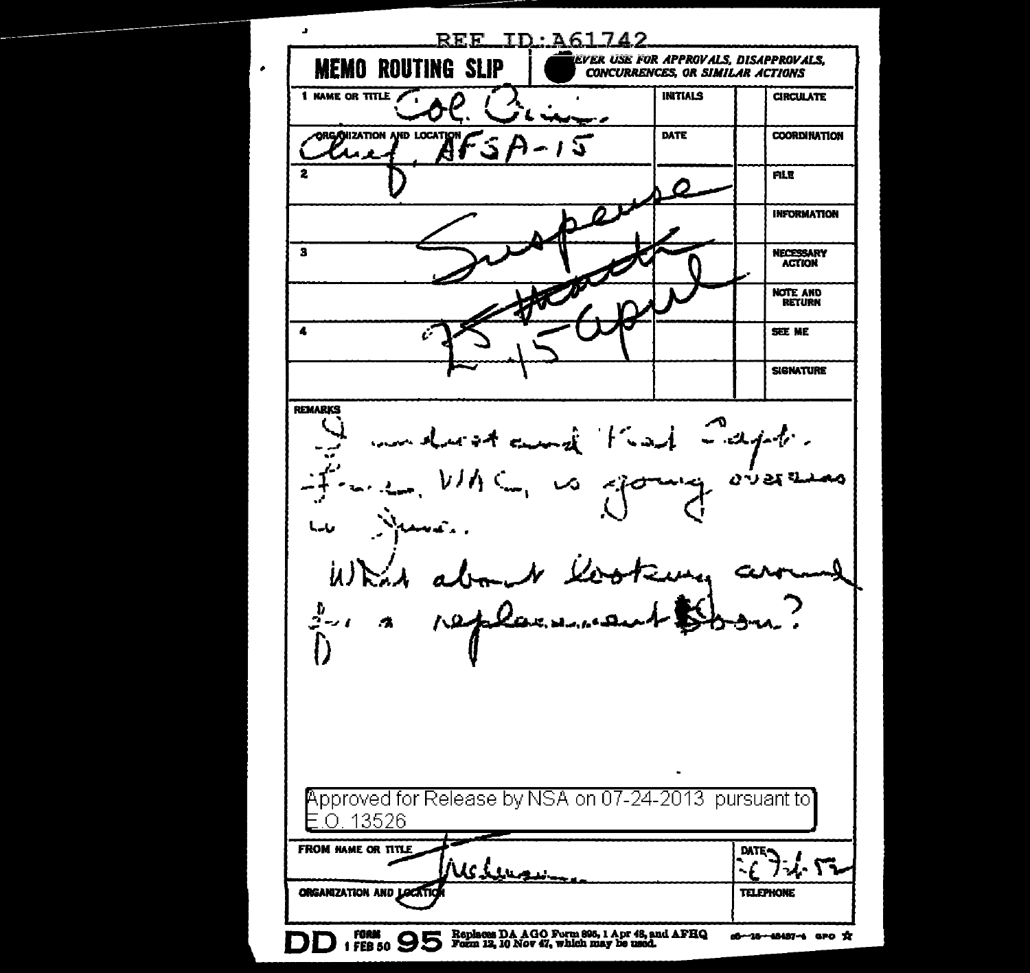REF ID:A61742

**MEMO ROUTING SLIP** | NEVER USE FOR APPROVALS, DISAPPROVALS, CONCURRENCES, OR SIMILAR ACTIONS

| NAME OR TITLE | INITIALS | | |
|---|---|---|---|
| 1 Col. Grimm | | | CIRCULATE |
| ORGANIZATION AND LOCATION: Chief, AFSA-15 | DATE | | COORDINATION |
| 2 | | | FILE |
| | | | INFORMATION |
| 3 | | | NECESSARY ACTION |
| | | | NOTE AND RETURN |
| 4 | | | SEE ME |
| | | | SIGNATURE |

Suspense ~~March~~ 15 April

REMARKS

I understand that Capt. Frazer, WAC, is going overseas in June.

What about looking around for a replacement soon?

Approved for Release by NSA on 07-24-2013 pursuant to E.O. 13526

FROM NAME OR TITLE: Friedman

DATE: 6 Feb 52

ORGANIZATION AND LOCATION

TELEPHONE

DD FORM 1 FEB 50 95 Replaces DA AGO Form 895, 1 Apr 48, and AFHQ Form 12, 10 Nov 47, which may be used.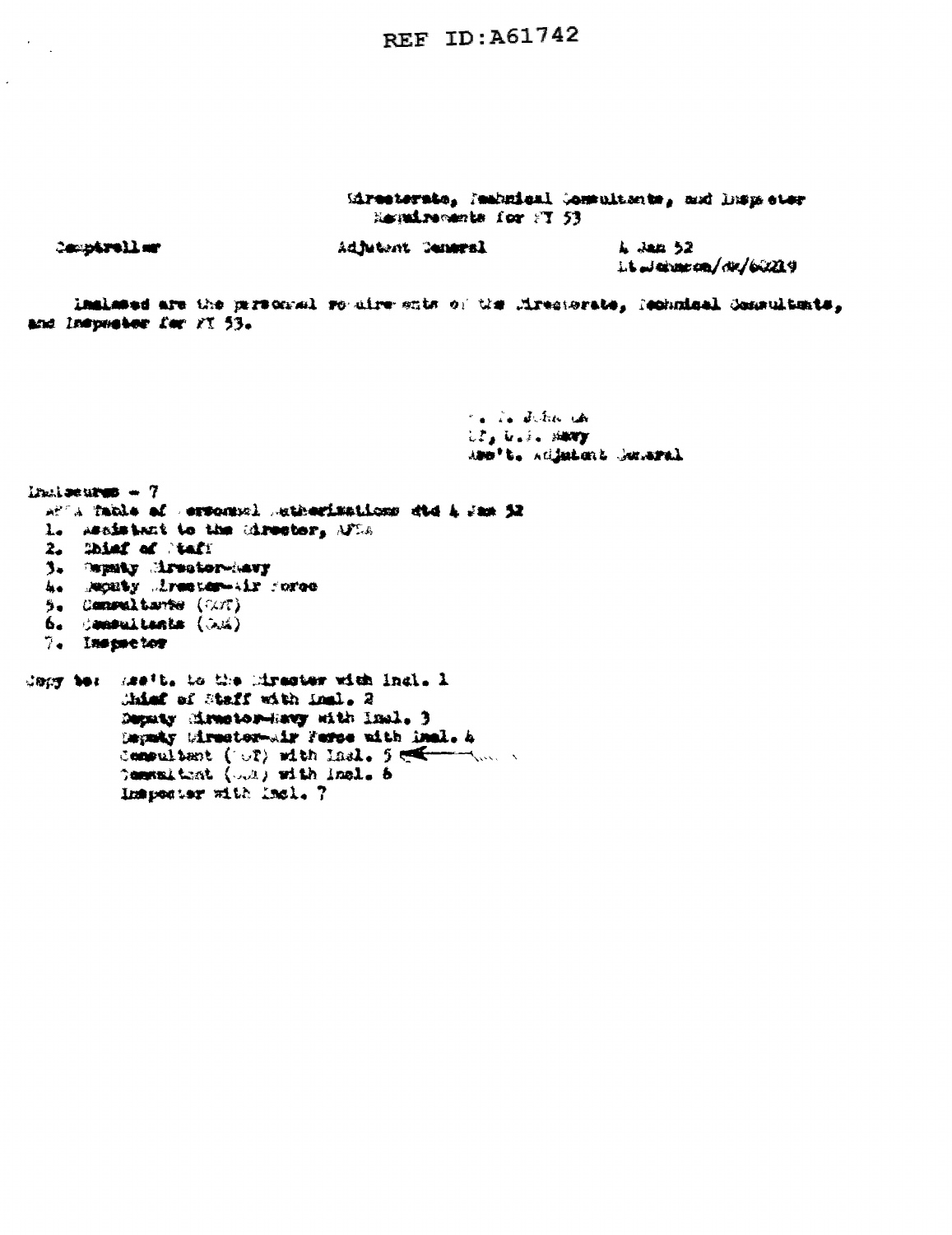REF ID:A61742

Directorate, Technical Consultants, and Inspector Requirements for FY 53

Comptroller Adjutant General 4 Jan 52
Lt.Johnson/dw/60219

Inclosed are the personnel requirements of the Directorate, Technical Consultants, and Inspector for FY 53.

T. T. Johnson
Lt, U.S. Navy
Ass't. Adjutant General

Inclosures - 7
AFSA Table of Personnel Authorizations dtd 4 Jan 52
1. Assistant to the Director, AFSA
2. Chief of Staff
3. Deputy Director-Navy
4. Deputy Director-Air Force
5. Consultants (CWT)
6. Consultants (GAA)
7. Inspector

Copy to: Ass't. to the Director with Incl. 1
Chief of Staff with Incl. 2
Deputy Director-Navy with Incl. 3
Deputy Director-Air Force with Incl. 4
Consultant (CWT) with Incl. 5
Consultant (GAA) with Incl. 6
Inspector with Incl. 7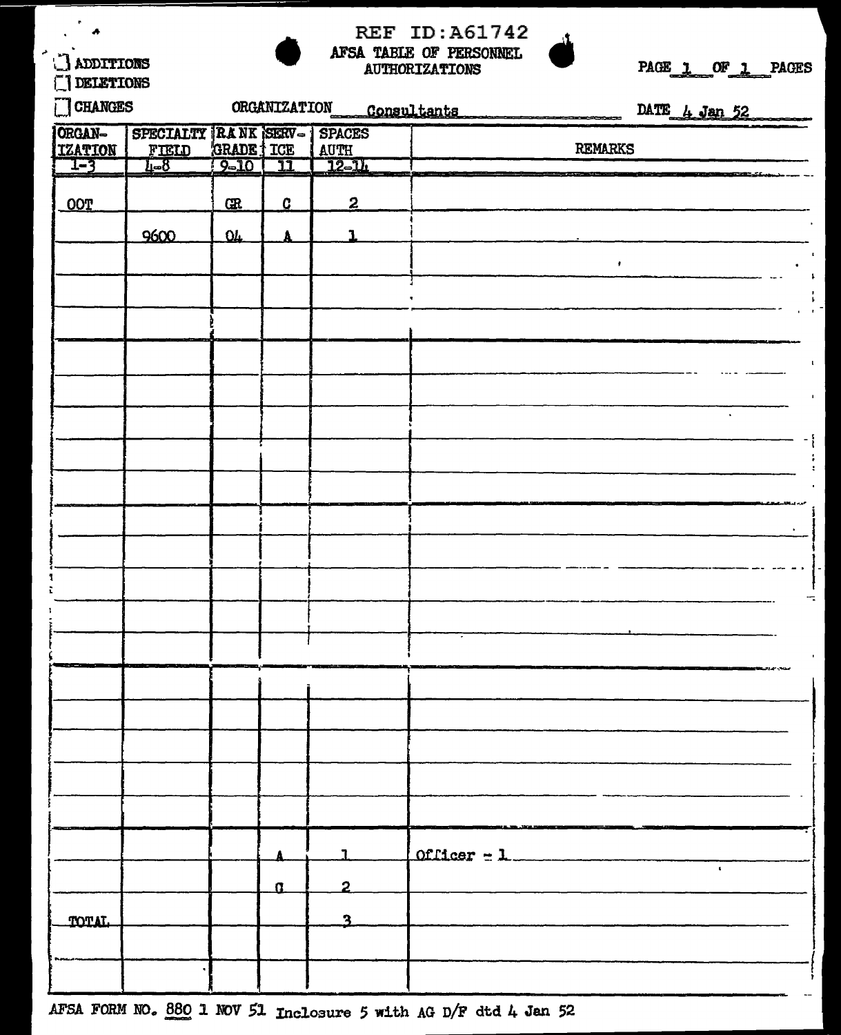REF ID:A61742

AFSA TABLE OF PERSONNEL AUTHORIZATIONS

☐ ADDITIONS
☐ DELETIONS
☐ CHANGES

PAGE 1 OF 1 PAGES

ORGANIZATION Consultants

DATE 4 Jan 52

| ORGANIZATION 1-3 | SPECIALTY FIELD 4-8 | RANK GRADE 9-10 | SERVICE 11 | SPACES AUTH 12-14 | REMARKS |
|---|---|---|---|---|---|
| OOT | | GR | C | 2 | |
| | 9600 | O4 | A | 1 | |
| | | | A | 1 | Officer = 1 |
| | | | C | 2 | |
| TOTAL | | | | 3 | |

AFSA FORM NO. 880 1 NOV 51 Inclosure 5 with AG D/F dtd 4 Jan 52